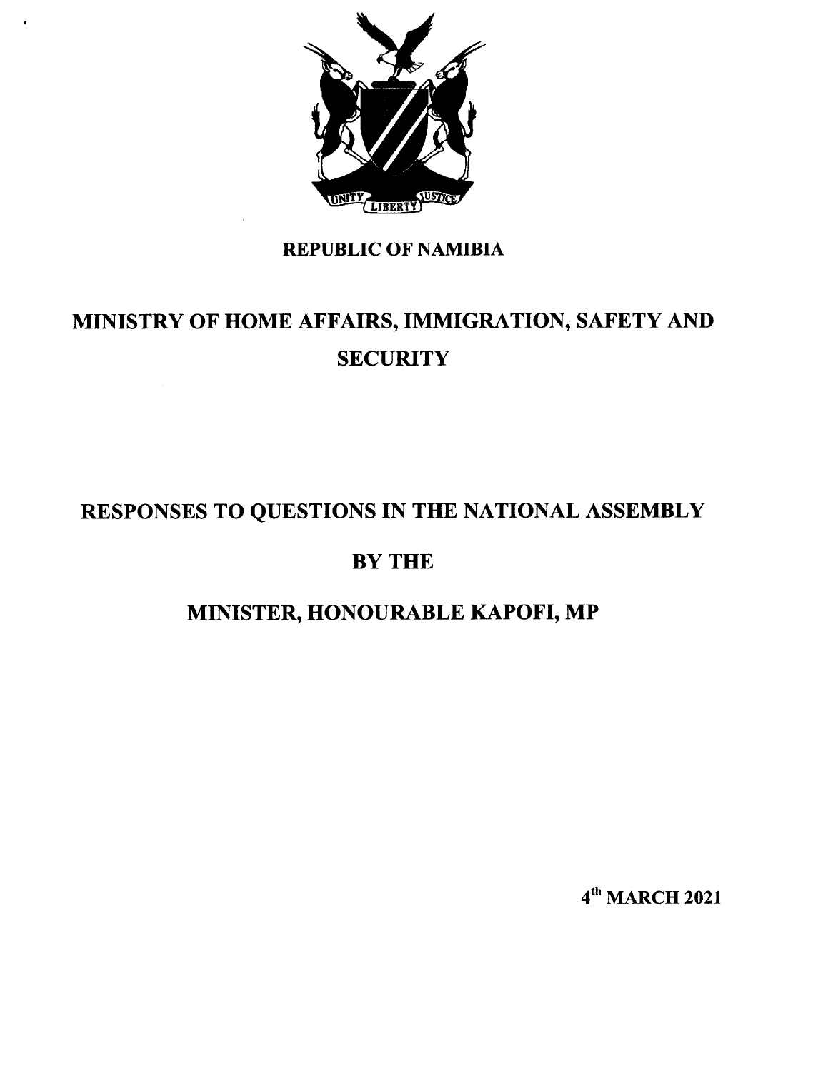**REPUBLIC OF NAMIBIA**

# MINISTRY OF HOME AFFAIRS, IMMIGRATION, SAFETY AND SECURITY

# RESPONSES TO QUESTIONS IN THE NATIONAL ASSEMBLY

# BY THE

# MINISTER, HONOURABLE KAPOFI, MP

**4th MARCH 2021**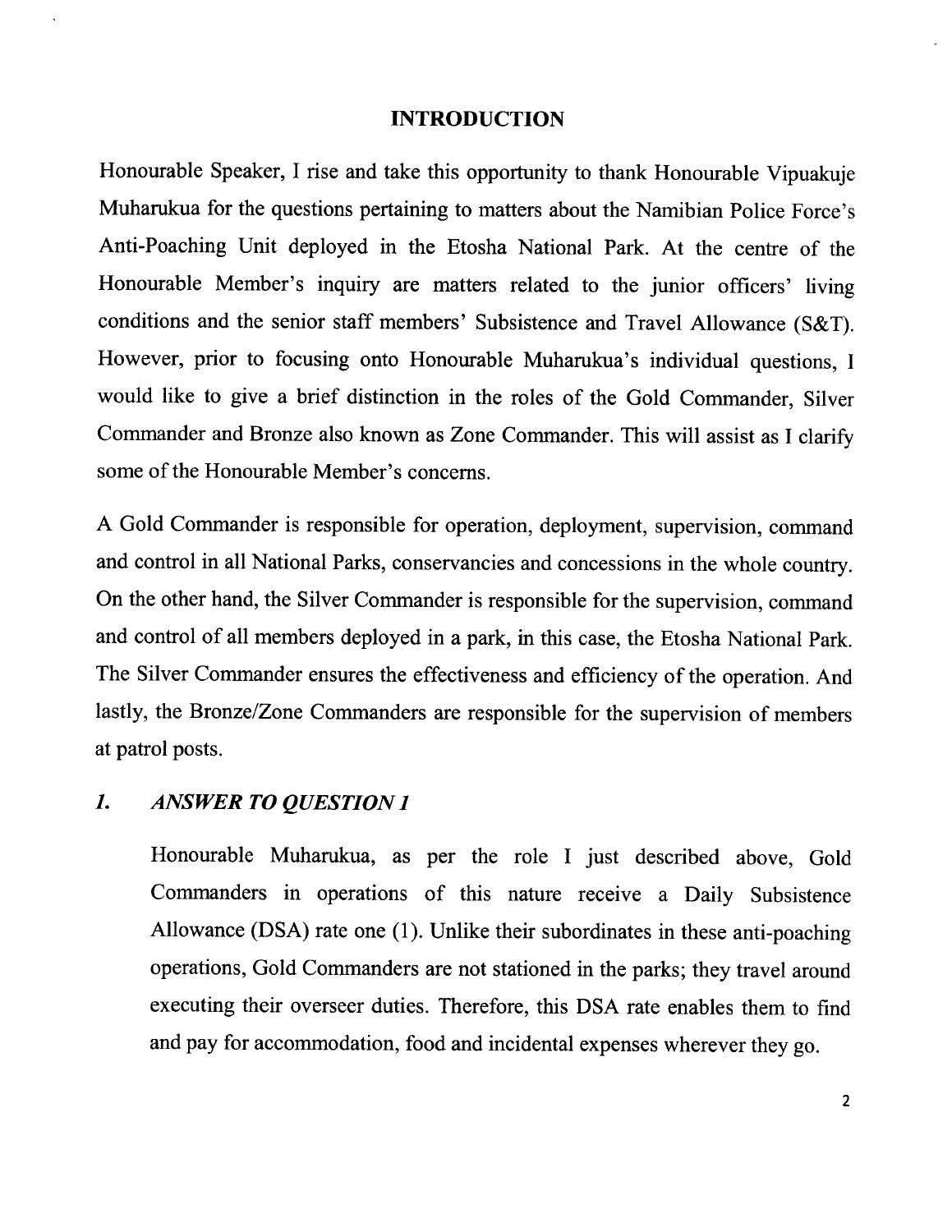## INTRODUCTION

Honourable Speaker, I rise and take this opportunity to thank Honourable Vipuakuje Muharukua for the questions pertaining to matters about the Namibian Police Force's Anti-Poaching Unit deployed in the Etosha National Park. At the centre of the Honourable Member's inquiry are matters related to the junior officers' living conditions and the senior staff members' Subsistence and Travel Allowance (S&T). However, prior to focusing onto Honourable Muharukua's individual questions, I would like to give a brief distinction in the roles of the Gold Commander, Silver Commander and Bronze also known as Zone Commander. This will assist as I clarify some of the Honourable Member's concerns.

A Gold Commander is responsible for operation, deployment, supervision, command and control in all National Parks, conservancies and concessions in the whole country. On the other hand, the Silver Commander is responsible for the supervision, command and control of all members deployed in a park, in this case, the Etosha National Park. The Silver Commander ensures the effectiveness and efficiency of the operation. And lastly, the Bronze/Zone Commanders are responsible for the supervision of members at patrol posts.

### *1. ANSWER TO QUESTION 1*

Honourable Muharukua, as per the role I just described above, Gold Commanders in operations of this nature receive a Daily Subsistence Allowance (DSA) rate one (1). Unlike their subordinates in these anti-poaching operations, Gold Commanders are not stationed in the parks; they travel around executing their overseer duties. Therefore, this DSA rate enables them to find and pay for accommodation, food and incidental expenses wherever they go.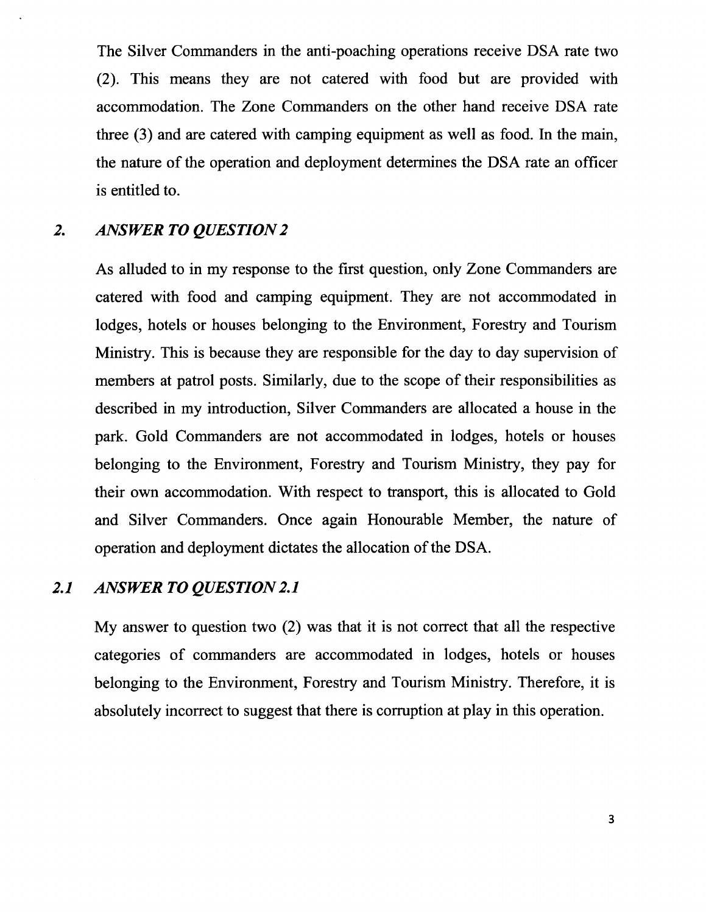The Silver Commanders in the anti-poaching operations receive DSA rate two (2). This means they are not catered with food but are provided with accommodation. The Zone Commanders on the other hand receive DSA rate three (3) and are catered with camping equipment as well as food. In the main, the nature of the operation and deployment determines the DSA rate an officer is entitled to.

## 2. *ANSWER TO QUESTION 2*

As alluded to in my response to the first question, only Zone Commanders are catered with food and camping equipment. They are not accommodated in lodges, hotels or houses belonging to the Environment, Forestry and Tourism Ministry. This is because they are responsible for the day to day supervision of members at patrol posts. Similarly, due to the scope of their responsibilities as described in my introduction, Silver Commanders are allocated a house in the park. Gold Commanders are not accommodated in lodges, hotels or houses belonging to the Environment, Forestry and Tourism Ministry, they pay for their own accommodation. With respect to transport, this is allocated to Gold and Silver Commanders. Once again Honourable Member, the nature of operation and deployment dictates the allocation of the DSA.

## 2.1 *ANSWER TO QUESTION 2.1*

My answer to question two (2) was that it is not correct that all the respective categories of commanders are accommodated in lodges, hotels or houses belonging to the Environment, Forestry and Tourism Ministry. Therefore, it is absolutely incorrect to suggest that there is corruption at play in this operation.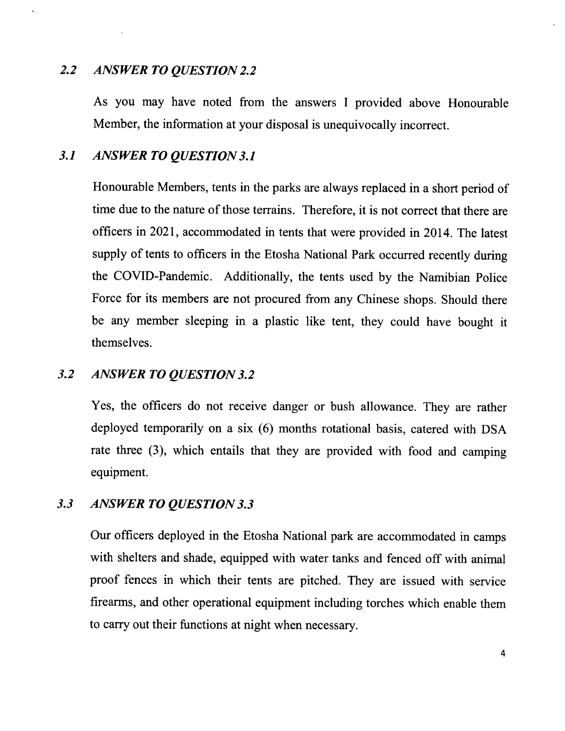## *2.2 ANSWER TO QUESTION 2.2*

As you may have noted from the answers I provided above Honourable Member, the information at your disposal is unequivocally incorrect.

## *3.1 ANSWER TO QUESTION 3.1*

Honourable Members, tents in the parks are always replaced in a short period of time due to the nature of those terrains. Therefore, it is not correct that there are officers in 2021, accommodated in tents that were provided in 2014. The latest supply of tents to officers in the Etosha National Park occurred recently during the COVID-Pandemic. Additionally, the tents used by the Namibian Police Force for its members are not procured from any Chinese shops. Should there be any member sleeping in a plastic like tent, they could have bought it themselves.

## *3.2 ANSWER TO QUESTION 3.2*

Yes, the officers do not receive danger or bush allowance. They are rather deployed temporarily on a six (6) months rotational basis, catered with DSA rate three (3), which entails that they are provided with food and camping equipment.

## *3.3 ANSWER TO QUESTION 3.3*

Our officers deployed in the Etosha National park are accommodated in camps with shelters and shade, equipped with water tanks and fenced off with animal proof fences in which their tents are pitched. They are issued with service firearms, and other operational equipment including torches which enable them to carry out their functions at night when necessary.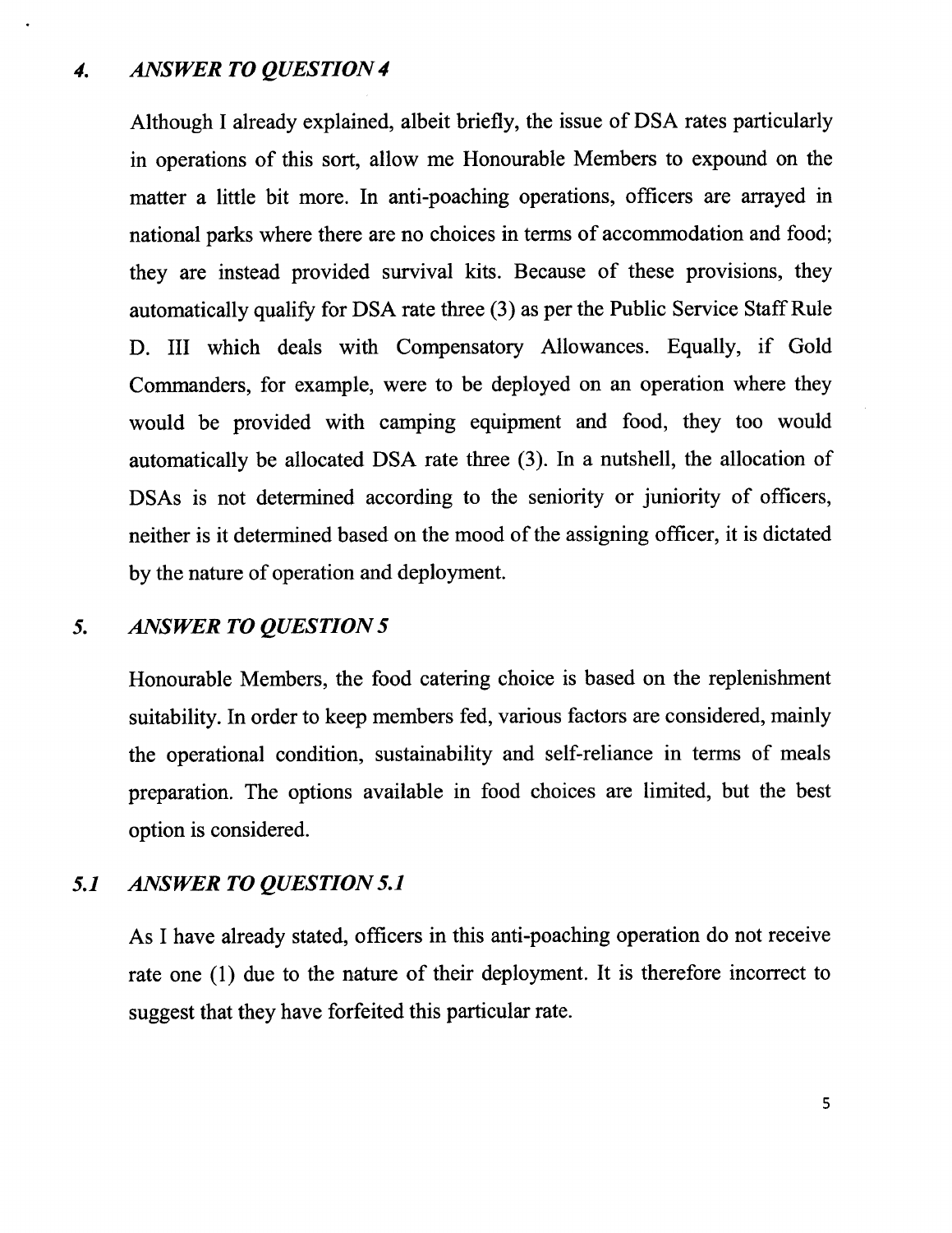## 4. *ANSWER TO QUESTION 4*

Although I already explained, albeit briefly, the issue of DSA rates particularly in operations of this sort, allow me Honourable Members to expound on the matter a little bit more. In anti-poaching operations, officers are arrayed in national parks where there are no choices in terms of accommodation and food; they are instead provided survival kits. Because of these provisions, they automatically qualify for DSA rate three (3) as per the Public Service Staff Rule D. III which deals with Compensatory Allowances. Equally, if Gold Commanders, for example, were to be deployed on an operation where they would be provided with camping equipment and food, they too would automatically be allocated DSA rate three (3). In a nutshell, the allocation of DSAs is not determined according to the seniority or juniority of officers, neither is it determined based on the mood of the assigning officer, it is dictated by the nature of operation and deployment.

## 5. *ANSWER TO QUESTION 5*

Honourable Members, the food catering choice is based on the replenishment suitability. In order to keep members fed, various factors are considered, mainly the operational condition, sustainability and self-reliance in terms of meals preparation. The options available in food choices are limited, but the best option is considered.

### 5.1 *ANSWER TO QUESTION 5.1*

As I have already stated, officers in this anti-poaching operation do not receive rate one (1) due to the nature of their deployment. It is therefore incorrect to suggest that they have forfeited this particular rate.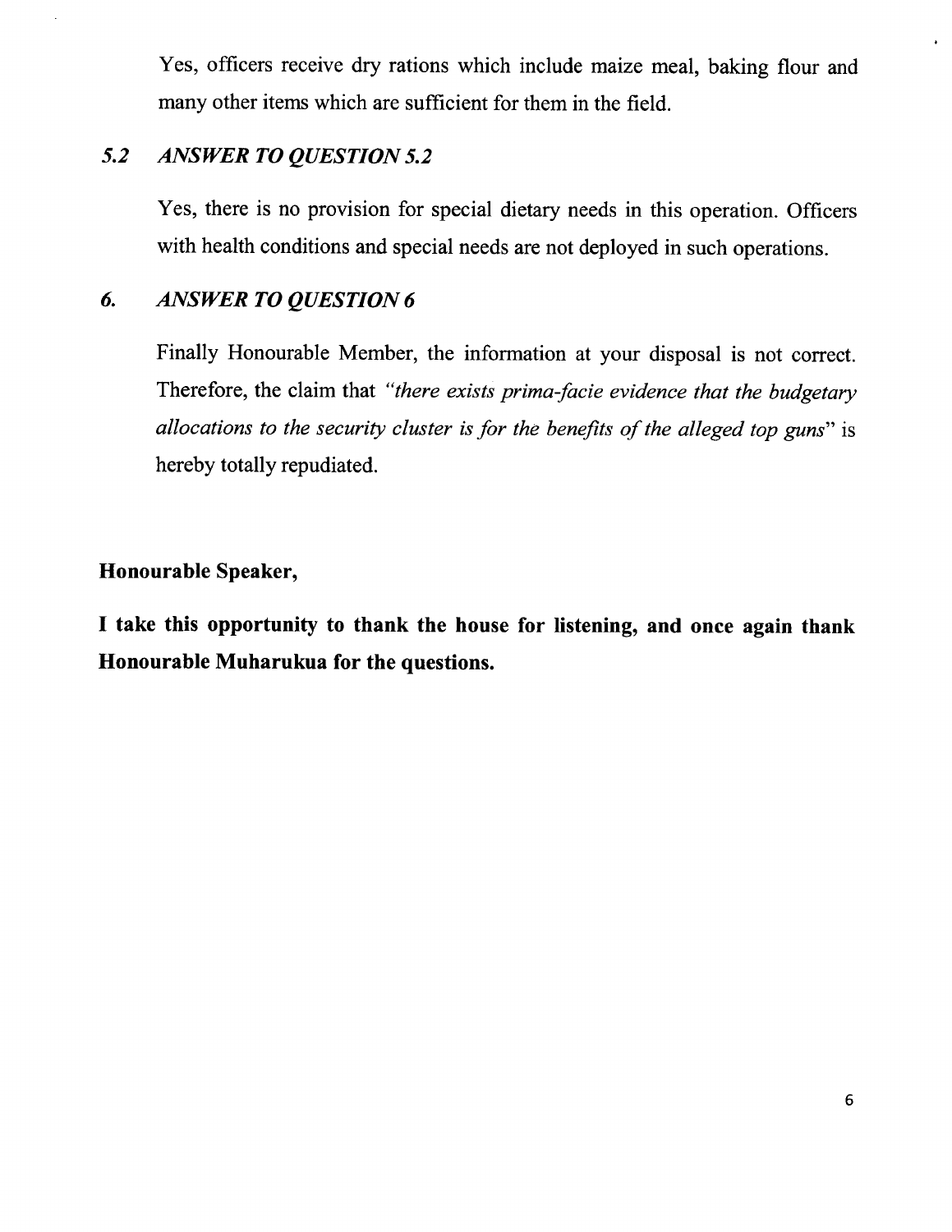Yes, officers receive dry rations which include maize meal, baking flour and many other items which are sufficient for them in the field.

### *5.2 ANSWER TO QUESTION 5.2*

Yes, there is no provision for special dietary needs in this operation. Officers with health conditions and special needs are not deployed in such operations.

### *6. ANSWER TO QUESTION 6*

Finally Honourable Member, the information at your disposal is not correct. Therefore, the claim that *"there exists prima-facie evidence that the budgetary allocations to the security cluster is for the benefits of the alleged top guns"* is hereby totally repudiated.

**Honourable Speaker,**

**I take this opportunity to thank the house for listening, and once again thank Honourable Muharukua for the questions.**